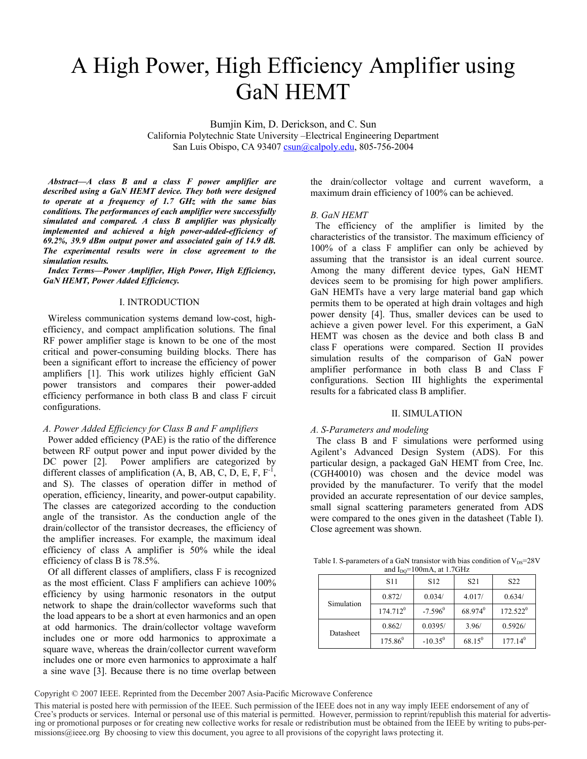# A High Power, High Efficiency Amplifier using GaN HEMT

Bumjin Kim, D. Derickson, and C. Sun
California Polytechnic State University –Electrical Engineering Department
San Luis Obispo, CA 93407 csun@calpoly.edu, 805-756-2004

***Abstract*—A class B and a class F power amplifier are described using a GaN HEMT device. They both were designed to operate at a frequency of 1.7 GHz with the same bias conditions. The performances of each amplifier were successfully simulated and compared. A class B amplifier was physically implemented and achieved a high power-added-efficiency of 69.2%, 39.9 dBm output power and associated gain of 14.9 dB. The experimental results were in close agreement to the simulation results.**

***Index Terms*—Power Amplifier, High Power, High Efficiency, GaN HEMT, Power Added Efficiency.**

## I. INTRODUCTION

Wireless communication systems demand low-cost, high-efficiency, and compact amplification solutions. The final RF power amplifier stage is known to be one of the most critical and power-consuming building blocks. There has been a significant effort to increase the efficiency of power amplifiers [1]. This work utilizes highly efficient GaN power transistors and compares their power-added efficiency performance in both class B and class F circuit configurations.

### *A. Power Added Efficiency for Class B and F amplifiers*

Power added efficiency (PAE) is the ratio of the difference between RF output power and input power divided by the DC power [2]. Power amplifiers are categorized by different classes of amplification (A, B, AB, C, D, E, F, $F^{-1}$, and S). The classes of operation differ in method of operation, efficiency, linearity, and power-output capability. The classes are categorized according to the conduction angle of the transistor. As the conduction angle of the drain/collector of the transistor decreases, the efficiency of the amplifier increases. For example, the maximum ideal efficiency of class A amplifier is 50% while the ideal efficiency of class B is 78.5%.

Of all different classes of amplifiers, class F is recognized as the most efficient. Class F amplifiers can achieve 100% efficiency by using harmonic resonators in the output network to shape the drain/collector waveforms such that the load appears to be a short at even harmonics and an open at odd harmonics. The drain/collector voltage waveform includes one or more odd harmonics to approximate a square wave, whereas the drain/collector current waveform includes one or more even harmonics to approximate a half a sine wave [3]. Because there is no time overlap between the drain/collector voltage and current waveform, a maximum drain efficiency of 100% can be achieved.

### *B. GaN HEMT*

The efficiency of the amplifier is limited by the characteristics of the transistor. The maximum efficiency of 100% of a class F amplifier can only be achieved by assuming that the transistor is an ideal current source. Among the many different device types, GaN HEMT devices seem to be promising for high power amplifiers. GaN HEMTs have a very large material band gap which permits them to be operated at high drain voltages and high power density [4]. Thus, smaller devices can be used to achieve a given power level. For this experiment, a GaN HEMT was chosen as the device and both class B and class F operations were compared. Section II provides simulation results of the comparison of GaN power amplifier performance in both class B and Class F configurations. Section III highlights the experimental results for a fabricated class B amplifier.

## II. SIMULATION

### *A. S-Parameters and modeling*

The class B and F simulations were performed using Agilent's Advanced Design System (ADS). For this particular design, a packaged GaN HEMT from Cree, Inc. (CGH40010) was chosen and the device model was provided by the manufacturer. To verify that the model provided an accurate representation of our device samples, small signal scattering parameters generated from ADS were compared to the ones given in the datasheet (Table I). Close agreement was shown.

Table I. S-parameters of a GaN transistor with bias condition of $V_{DS}$=28V and $I_{DQ}$=100mA, at 1.7GHz

| | S11 | S12 | S21 | S22 |
|---|---|---|---|---|
| Simulation | 0.872/ | 0.034/ | 4.017/ | 0.634/ |
| | $174.712^0$ | $-7.596^0$ | $68.974^0$ | $172.522^0$ |
| Datasheet | 0.862/ | 0.0395/ | 3.96/ | 0.5926/ |
| | $175.86^0$ | $-10.35^0$ | $68.15^0$ | $177.14^0$ |

Copyright © 2007 IEEE. Reprinted from the December 2007 Asia-Pacific Microwave Conference

This material is posted here with permission of the IEEE. Such permission of the IEEE does not in any way imply IEEE endorsement of any of Cree's products or services. Internal or personal use of this material is permitted. However, permission to reprint/republish this material for advertising or promotional purposes or for creating new collective works for resale or redistribution must be obtained from the IEEE by writing to pubs-permissions@ieee.org By choosing to view this document, you agree to all provisions of the copyright laws protecting it.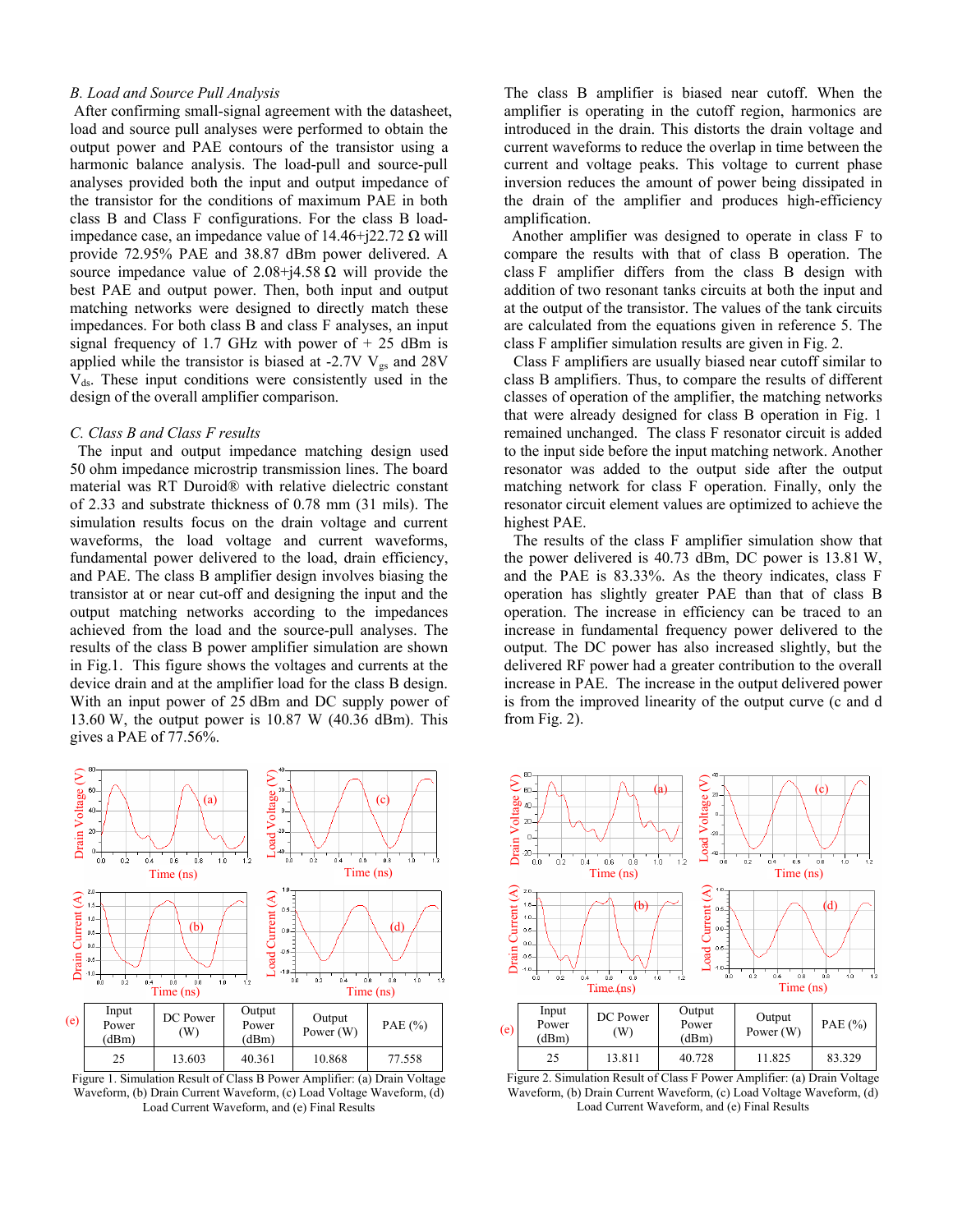### B. Load and Source Pull Analysis

After confirming small-signal agreement with the datasheet, load and source pull analyses were performed to obtain the output power and PAE contours of the transistor using a harmonic balance analysis. The load-pull and source-pull analyses provided both the input and output impedance of the transistor for the conditions of maximum PAE in both class B and Class F configurations. For the class B load-impedance case, an impedance value of 14.46+j22.72 Ω will provide 72.95% PAE and 38.87 dBm power delivered. A source impedance value of 2.08+j4.58 Ω will provide the best PAE and output power. Then, both input and output matching networks were designed to directly match these impedances. For both class B and class F analyses, an input signal frequency of 1.7 GHz with power of + 25 dBm is applied while the transistor is biased at -2.7V $V_{gs}$ and 28V $V_{ds}$. These input conditions were consistently used in the design of the overall amplifier comparison.

### C. Class B and Class F results

The input and output impedance matching design used 50 ohm impedance microstrip transmission lines. The board material was RT Duroid® with relative dielectric constant of 2.33 and substrate thickness of 0.78 mm (31 mils). The simulation results focus on the drain voltage and current waveforms, the load voltage and current waveforms, fundamental power delivered to the load, drain efficiency, and PAE. The class B amplifier design involves biasing the transistor at or near cut-off and designing the input and the output matching networks according to the impedances achieved from the load and the source-pull analyses. The results of the class B power amplifier simulation are shown in Fig.1. This figure shows the voltages and currents at the device drain and at the amplifier load for the class B design. With an input power of 25 dBm and DC supply power of 13.60 W, the output power is 10.87 W (40.36 dBm). This gives a PAE of 77.56%.

The class B amplifier is biased near cutoff. When the amplifier is operating in the cutoff region, harmonics are introduced in the drain. This distorts the drain voltage and current waveforms to reduce the overlap in time between the current and voltage peaks. This voltage to current phase inversion reduces the amount of power being dissipated in the drain of the amplifier and produces high-efficiency amplification.

Another amplifier was designed to operate in class F to compare the results with that of class B operation. The class F amplifier differs from the class B design with addition of two resonant tanks circuits at both the input and at the output of the transistor. The values of the tank circuits are calculated from the equations given in reference 5. The class F amplifier simulation results are given in Fig. 2.

Class F amplifiers are usually biased near cutoff similar to class B amplifiers. Thus, to compare the results of different classes of operation of the amplifier, the matching networks that were already designed for class B operation in Fig. 1 remained unchanged. The class F resonator circuit is added to the input side before the input matching network. Another resonator was added to the output side after the output matching network for class F operation. Finally, only the resonator circuit element values are optimized to achieve the highest PAE.

The results of the class F amplifier simulation show that the power delivered is 40.73 dBm, DC power is 13.81 W, and the PAE is 83.33%. As the theory indicates, class F operation has slightly greater PAE than that of class B operation. The increase in efficiency can be traced to an increase in fundamental frequency power delivered to the output. The DC power has also increased slightly, but the delivered RF power had a greater contribution to the overall increase in PAE. The increase in the output delivered power is from the improved linearity of the output curve (c and d from Fig. 2).

(e)

| Input Power (dBm) | DC Power (W) | Output Power (dBm) | Output Power (W) | PAE (%) |
|---|---|---|---|---|
| 25 | 13.603 | 40.361 | 10.868 | 77.558 |

Figure 1. Simulation Result of Class B Power Amplifier: (a) Drain Voltage Waveform, (b) Drain Current Waveform, (c) Load Voltage Waveform, (d) Load Current Waveform, and (e) Final Results

(e)

| Input Power (dBm) | DC Power (W) | Output Power (dBm) | Output Power (W) | PAE (%) |
|---|---|---|---|---|
| 25 | 13.811 | 40.728 | 11.825 | 83.329 |

Figure 2. Simulation Result of Class F Power Amplifier: (a) Drain Voltage Waveform, (b) Drain Current Waveform, (c) Load Voltage Waveform, (d) Load Current Waveform, and (e) Final Results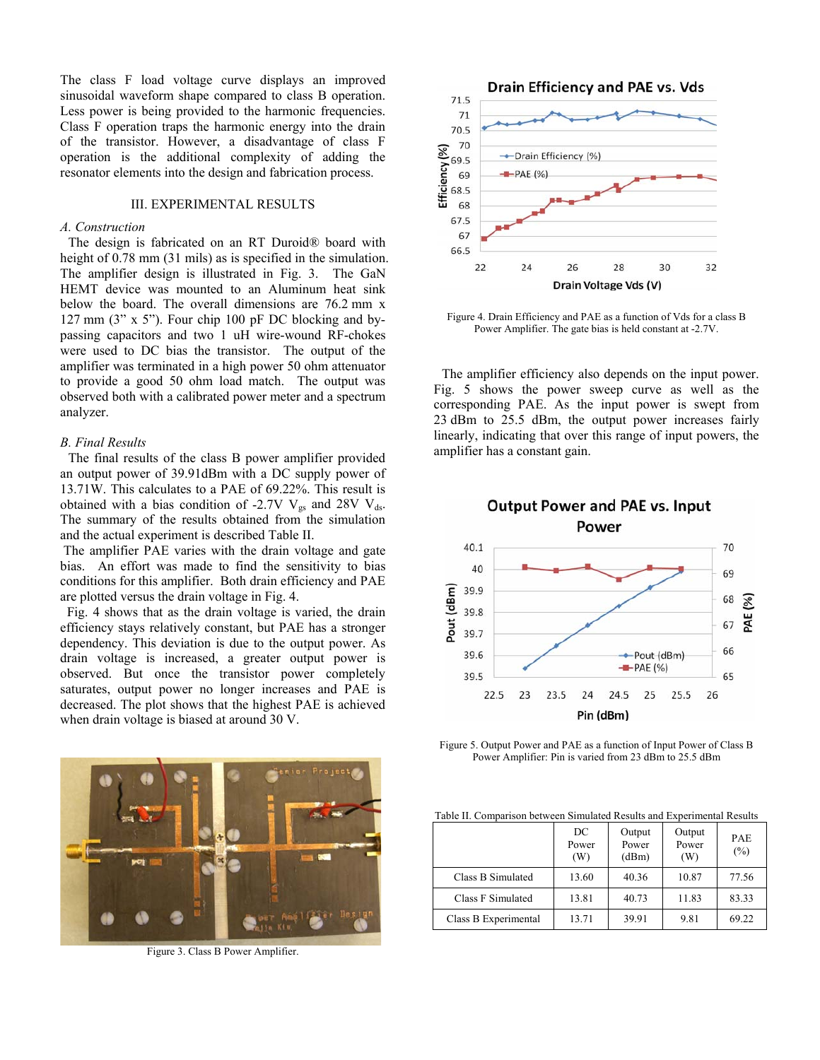The class F load voltage curve displays an improved sinusoidal waveform shape compared to class B operation. Less power is being provided to the harmonic frequencies. Class F operation traps the harmonic energy into the drain of the transistor. However, a disadvantage of class F operation is the additional complexity of adding the resonator elements into the design and fabrication process.

## III. EXPERIMENTAL RESULTS

### *A. Construction*

The design is fabricated on an RT Duroid® board with height of 0.78 mm (31 mils) as is specified in the simulation. The amplifier design is illustrated in Fig. 3. The GaN HEMT device was mounted to an Aluminum heat sink below the board. The overall dimensions are 76.2 mm x 127 mm (3" x 5"). Four chip 100 pF DC blocking and by-passing capacitors and two 1 uH wire-wound RF-chokes were used to DC bias the transistor. The output of the amplifier was terminated in a high power 50 ohm attenuator to provide a good 50 ohm load match. The output was observed both with a calibrated power meter and a spectrum analyzer.

### *B. Final Results*

The final results of the class B power amplifier provided an output power of 39.91dBm with a DC supply power of 13.71W. This calculates to a PAE of 69.22%. This result is obtained with a bias condition of -2.7V $V_{gs}$ and 28V $V_{ds}$. The summary of the results obtained from the simulation and the actual experiment is described Table II.

The amplifier PAE varies with the drain voltage and gate bias. An effort was made to find the sensitivity to bias conditions for this amplifier. Both drain efficiency and PAE are plotted versus the drain voltage in Fig. 4.

Fig. 4 shows that as the drain voltage is varied, the drain efficiency stays relatively constant, but PAE has a stronger dependency. This deviation is due to the output power. As drain voltage is increased, a greater output power is observed. But once the transistor power completely saturates, output power no longer increases and PAE is decreased. The plot shows that the highest PAE is achieved when drain voltage is biased at around 30 V.

Figure 3. Class B Power Amplifier.

Figure 4. Drain Efficiency and PAE as a function of Vds for a class B Power Amplifier. The gate bias is held constant at -2.7V.

The amplifier efficiency also depends on the input power. Fig. 5 shows the power sweep curve as well as the corresponding PAE. As the input power is swept from 23 dBm to 25.5 dBm, the output power increases fairly linearly, indicating that over this range of input powers, the amplifier has a constant gain.

Figure 5. Output Power and PAE as a function of Input Power of Class B Power Amplifier: Pin is varied from 23 dBm to 25.5 dBm

Table II. Comparison between Simulated Results and Experimental Results

| | DC Power (W) | Output Power (dBm) | Output Power (W) | PAE (%) |
|---|---|---|---|---|
| Class B Simulated | 13.60 | 40.36 | 10.87 | 77.56 |
| Class F Simulated | 13.81 | 40.73 | 11.83 | 83.33 |
| Class B Experimental | 13.71 | 39.91 | 9.81 | 69.22 |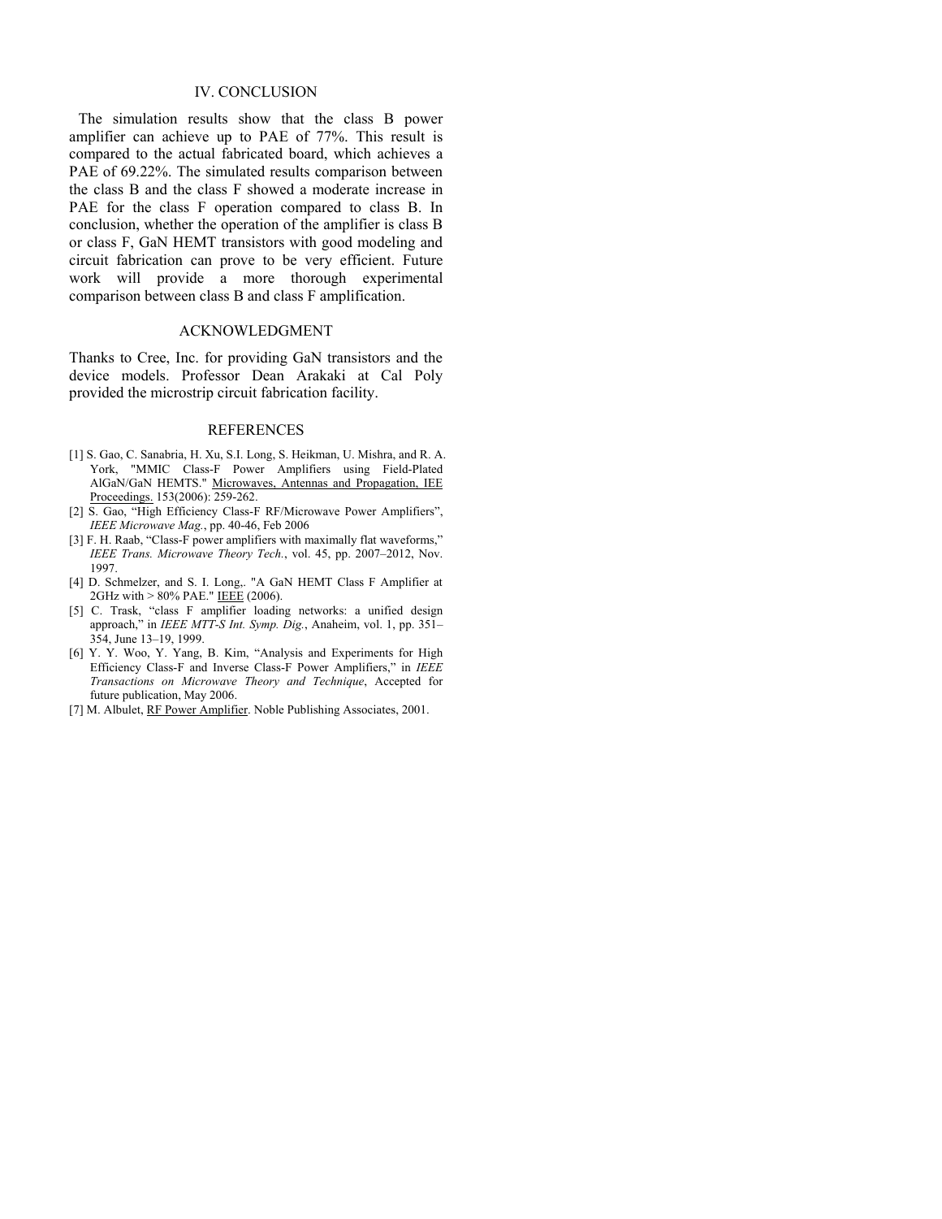## IV. CONCLUSION

The simulation results show that the class B power amplifier can achieve up to PAE of 77%. This result is compared to the actual fabricated board, which achieves a PAE of 69.22%. The simulated results comparison between the class B and the class F showed a moderate increase in PAE for the class F operation compared to class B. In conclusion, whether the operation of the amplifier is class B or class F, GaN HEMT transistors with good modeling and circuit fabrication can prove to be very efficient. Future work will provide a more thorough experimental comparison between class B and class F amplification.

## ACKNOWLEDGMENT

Thanks to Cree, Inc. for providing GaN transistors and the device models. Professor Dean Arakaki at Cal Poly provided the microstrip circuit fabrication facility.

## REFERENCES

[1] S. Gao, C. Sanabria, H. Xu, S.I. Long, S. Heikman, U. Mishra, and R. A. York, "MMIC Class-F Power Amplifiers using Field-Plated AlGaN/GaN HEMTS." Microwaves, Antennas and Propagation, IEE Proceedings. 153(2006): 259-262.

[2] S. Gao, "High Efficiency Class-F RF/Microwave Power Amplifiers", *IEEE Microwave Mag.*, pp. 40-46, Feb 2006

[3] F. H. Raab, "Class-F power amplifiers with maximally flat waveforms," *IEEE Trans. Microwave Theory Tech.*, vol. 45, pp. 2007–2012, Nov. 1997.

[4] D. Schmelzer, and S. I. Long,. "A GaN HEMT Class F Amplifier at 2GHz with > 80% PAE." IEEE (2006).

[5] C. Trask, "class F amplifier loading networks: a unified design approach," in *IEEE MTT-S Int. Symp. Dig.*, Anaheim, vol. 1, pp. 351–354, June 13–19, 1999.

[6] Y. Y. Woo, Y. Yang, B. Kim, "Analysis and Experiments for High Efficiency Class-F and Inverse Class-F Power Amplifiers," in *IEEE Transactions on Microwave Theory and Technique*, Accepted for future publication, May 2006.

[7] M. Albulet, RF Power Amplifier. Noble Publishing Associates, 2001.